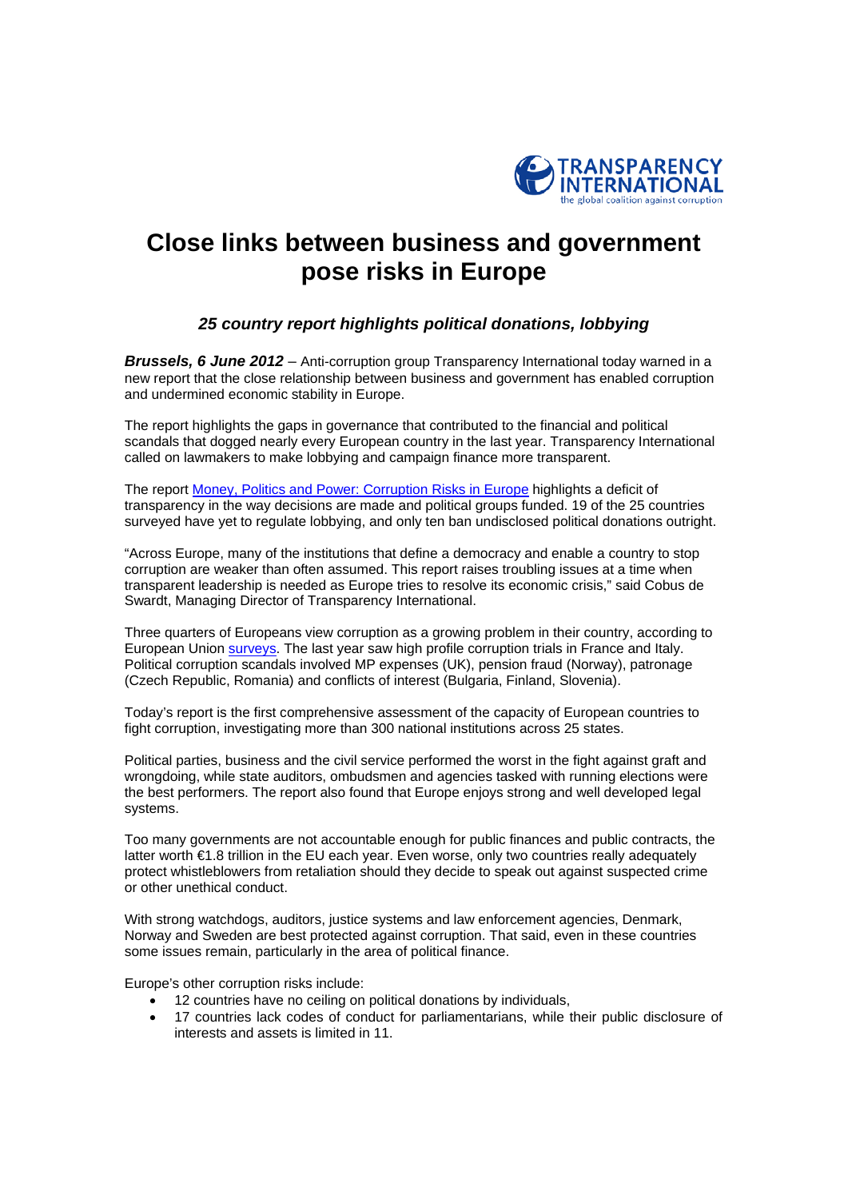# Close links between business and government pose risks in Europe

### *25 country report highlights political donations, lobbying*

***Brussels, 6 June 2012*** – Anti-corruption group Transparency International today warned in a new report that the close relationship between business and government has enabled corruption and undermined economic stability in Europe.

The report highlights the gaps in governance that contributed to the financial and political scandals that dogged nearly every European country in the last year. Transparency International called on lawmakers to make lobbying and campaign finance more transparent.

The report Money, Politics and Power: Corruption Risks in Europe highlights a deficit of transparency in the way decisions are made and political groups funded. 19 of the 25 countries surveyed have yet to regulate lobbying, and only ten ban undisclosed political donations outright.

"Across Europe, many of the institutions that define a democracy and enable a country to stop corruption are weaker than often assumed. This report raises troubling issues at a time when transparent leadership is needed as Europe tries to resolve its economic crisis," said Cobus de Swardt, Managing Director of Transparency International.

Three quarters of Europeans view corruption as a growing problem in their country, according to European Union surveys. The last year saw high profile corruption trials in France and Italy. Political corruption scandals involved MP expenses (UK), pension fraud (Norway), patronage (Czech Republic, Romania) and conflicts of interest (Bulgaria, Finland, Slovenia).

Today's report is the first comprehensive assessment of the capacity of European countries to fight corruption, investigating more than 300 national institutions across 25 states.

Political parties, business and the civil service performed the worst in the fight against graft and wrongdoing, while state auditors, ombudsmen and agencies tasked with running elections were the best performers. The report also found that Europe enjoys strong and well developed legal systems.

Too many governments are not accountable enough for public finances and public contracts, the latter worth €1.8 trillion in the EU each year. Even worse, only two countries really adequately protect whistleblowers from retaliation should they decide to speak out against suspected crime or other unethical conduct.

With strong watchdogs, auditors, justice systems and law enforcement agencies, Denmark, Norway and Sweden are best protected against corruption. That said, even in these countries some issues remain, particularly in the area of political finance.

Europe's other corruption risks include:

- 12 countries have no ceiling on political donations by individuals,
- 17 countries lack codes of conduct for parliamentarians, while their public disclosure of interests and assets is limited in 11.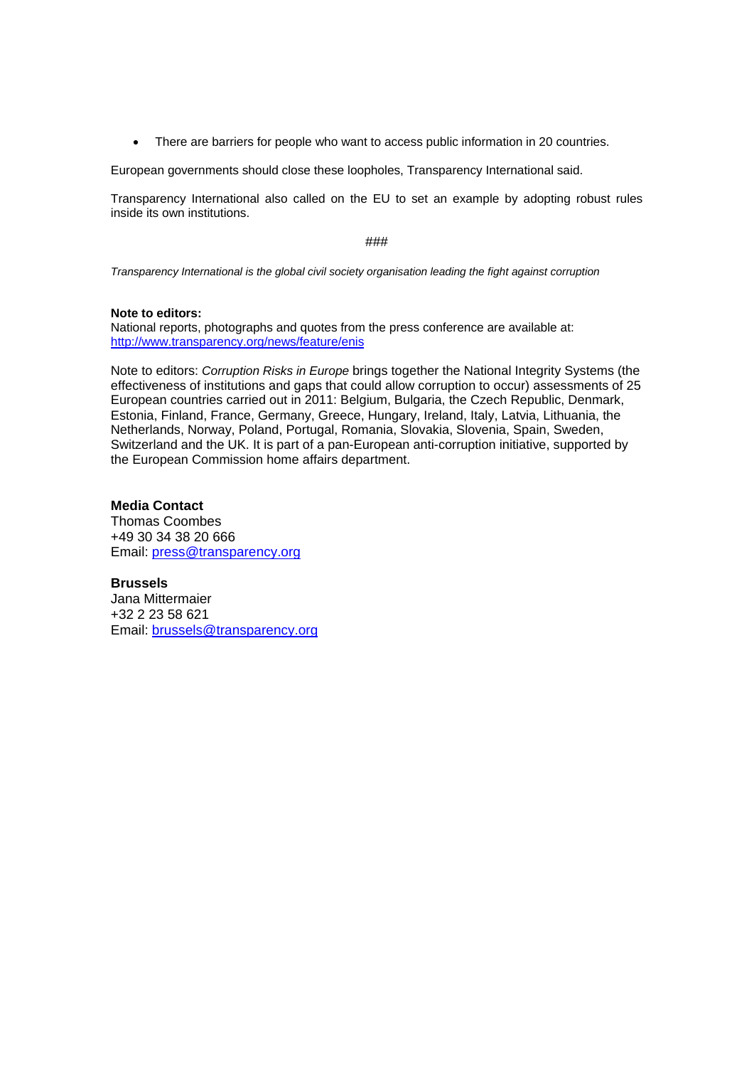- There are barriers for people who want to access public information in 20 countries.

European governments should close these loopholes, Transparency International said.

Transparency International also called on the EU to set an example by adopting robust rules inside its own institutions.

###

*Transparency International is the global civil society organisation leading the fight against corruption*

**Note to editors:**
National reports, photographs and quotes from the press conference are available at: http://www.transparency.org/news/feature/enis

Note to editors: *Corruption Risks in Europe* brings together the National Integrity Systems (the effectiveness of institutions and gaps that could allow corruption to occur) assessments of 25 European countries carried out in 2011: Belgium, Bulgaria, the Czech Republic, Denmark, Estonia, Finland, France, Germany, Greece, Hungary, Ireland, Italy, Latvia, Lithuania, the Netherlands, Norway, Poland, Portugal, Romania, Slovakia, Slovenia, Spain, Sweden, Switzerland and the UK. It is part of a pan-European anti-corruption initiative, supported by the European Commission home affairs department.

**Media Contact**
Thomas Coombes
+49 30 34 38 20 666
Email: press@transparency.org

**Brussels**
Jana Mittermaier
+32 2 23 58 621
Email: brussels@transparency.org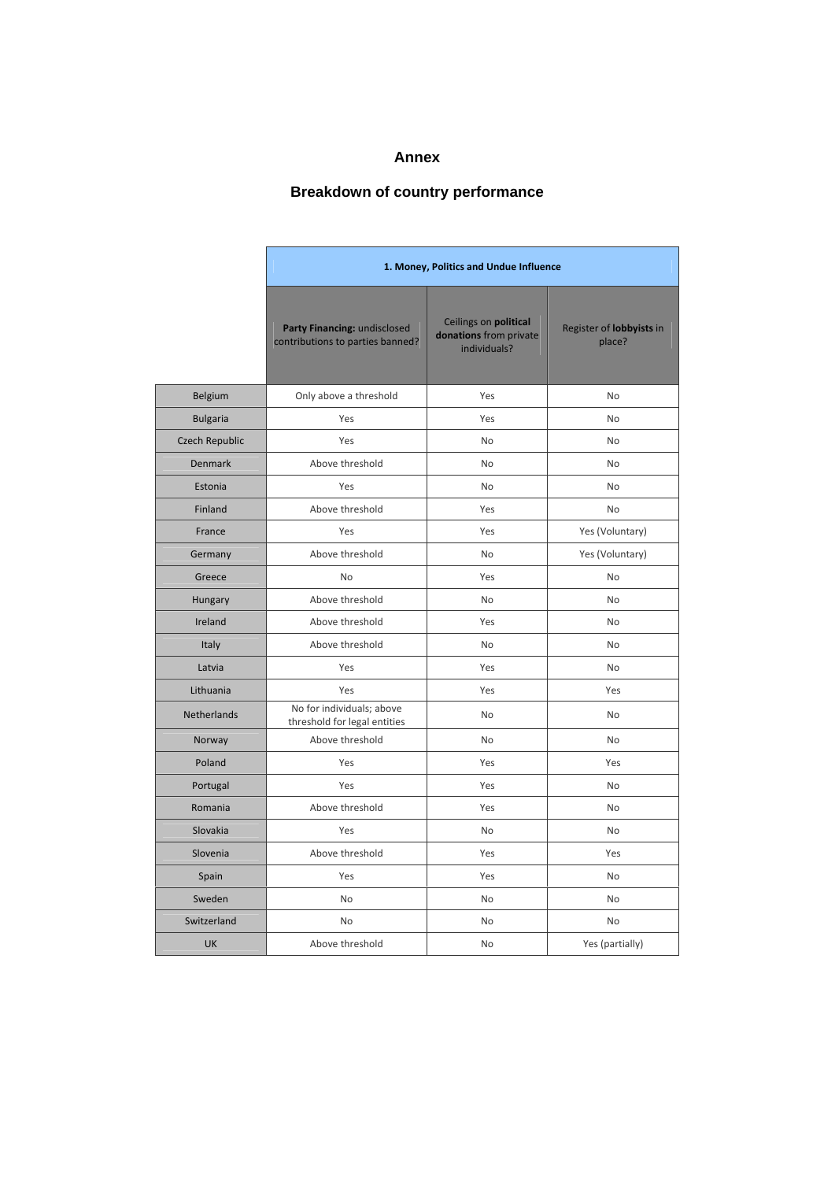# Annex

## Breakdown of country performance

| | 1. Money, Politics and Undue Influence | | |
|---|---|---|---|
| | **Party Financing:** undisclosed contributions to parties banned? | Ceilings on **political donations** from private individuals? | Register of **lobbyists** in place? |
| Belgium | Only above a threshold | Yes | No |
| Bulgaria | Yes | Yes | No |
| Czech Republic | Yes | No | No |
| Denmark | Above threshold | No | No |
| Estonia | Yes | No | No |
| Finland | Above threshold | Yes | No |
| France | Yes | Yes | Yes (Voluntary) |
| Germany | Above threshold | No | Yes (Voluntary) |
| Greece | No | Yes | No |
| Hungary | Above threshold | No | No |
| Ireland | Above threshold | Yes | No |
| Italy | Above threshold | No | No |
| Latvia | Yes | Yes | No |
| Lithuania | Yes | Yes | Yes |
| Netherlands | No for individuals; above threshold for legal entities | No | No |
| Norway | Above threshold | No | No |
| Poland | Yes | Yes | Yes |
| Portugal | Yes | Yes | No |
| Romania | Above threshold | Yes | No |
| Slovakia | Yes | No | No |
| Slovenia | Above threshold | Yes | Yes |
| Spain | Yes | Yes | No |
| Sweden | No | No | No |
| Switzerland | No | No | No |
| UK | Above threshold | No | Yes (partially) |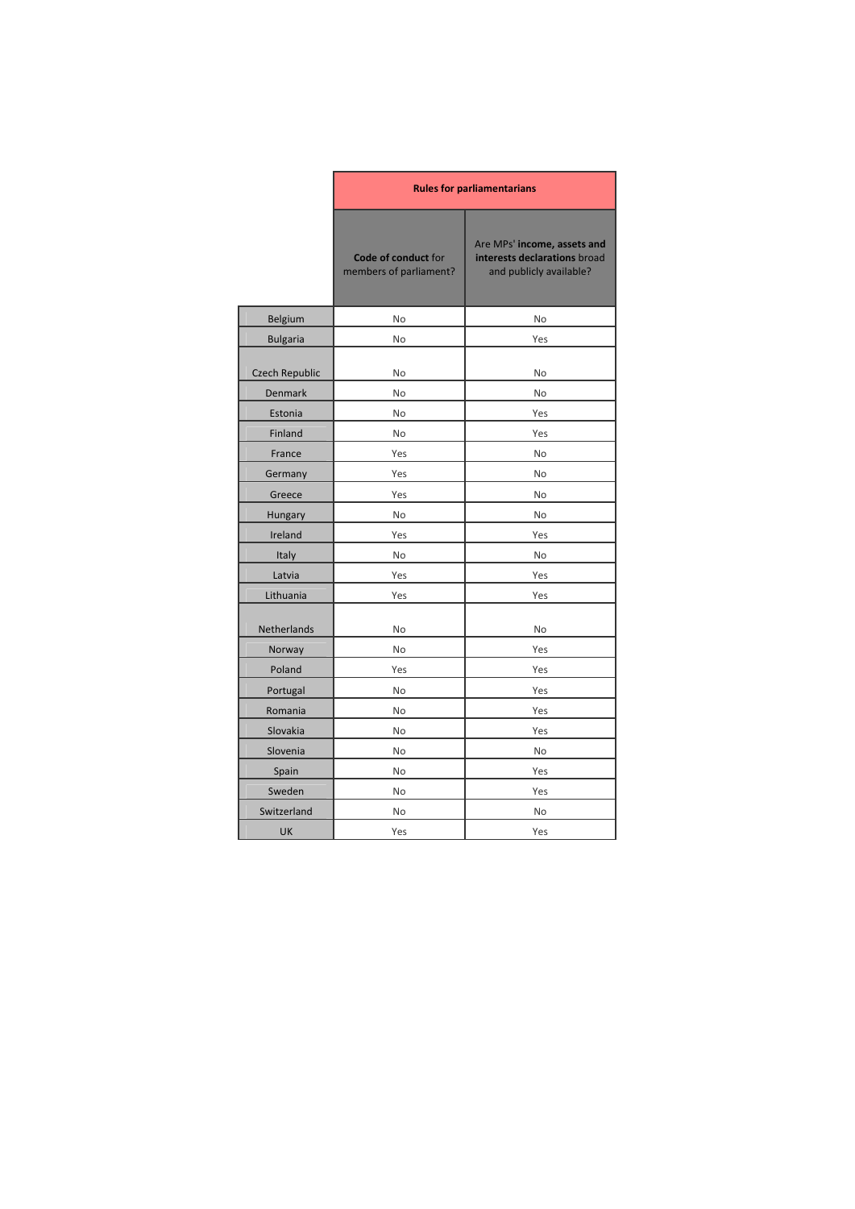| | Rules for parliamentarians | |
|---|---|---|
| | **Code of conduct** for members of parliament? | Are MPs' **income, assets and interests declarations** broad and publicly available? |
| Belgium | No | No |
| Bulgaria | No | Yes |
| Czech Republic | No | No |
| Denmark | No | No |
| Estonia | No | Yes |
| Finland | No | Yes |
| France | Yes | No |
| Germany | Yes | No |
| Greece | Yes | No |
| Hungary | No | No |
| Ireland | Yes | Yes |
| Italy | No | No |
| Latvia | Yes | Yes |
| Lithuania | Yes | Yes |
| Netherlands | No | No |
| Norway | No | Yes |
| Poland | Yes | Yes |
| Portugal | No | Yes |
| Romania | No | Yes |
| Slovakia | No | Yes |
| Slovenia | No | No |
| Spain | No | Yes |
| Sweden | No | Yes |
| Switzerland | No | No |
| UK | Yes | Yes |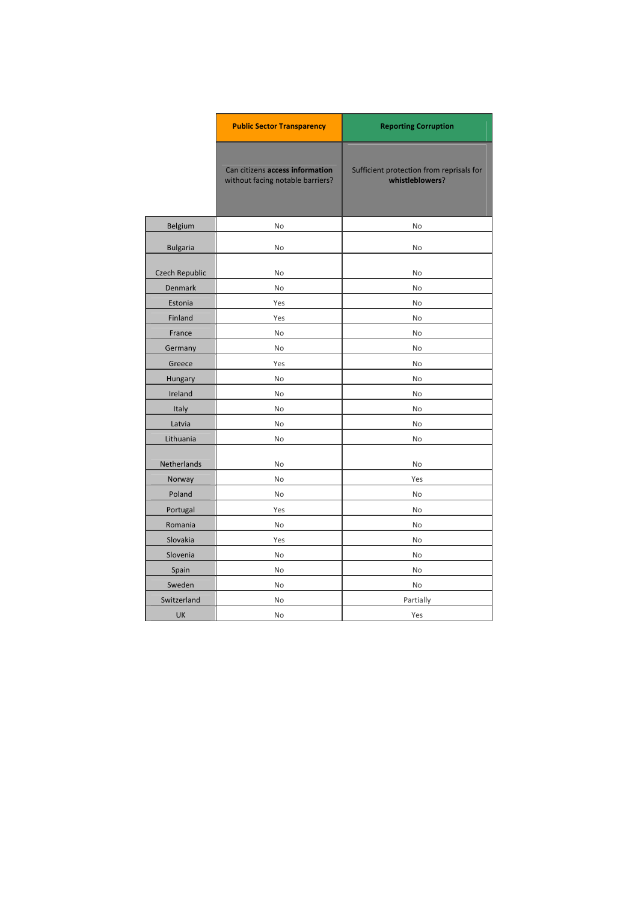| | Public Sector Transparency | Reporting Corruption |
|---|---|---|
| | Can citizens **access information** without facing notable barriers? | Sufficient protection from reprisals for **whistleblowers**? |
| Belgium | No | No |
| Bulgaria | No | No |
| Czech Republic | No | No |
| Denmark | No | No |
| Estonia | Yes | No |
| Finland | Yes | No |
| France | No | No |
| Germany | No | No |
| Greece | Yes | No |
| Hungary | No | No |
| Ireland | No | No |
| Italy | No | No |
| Latvia | No | No |
| Lithuania | No | No |
| Netherlands | No | No |
| Norway | No | Yes |
| Poland | No | No |
| Portugal | Yes | No |
| Romania | No | No |
| Slovakia | Yes | No |
| Slovenia | No | No |
| Spain | No | No |
| Sweden | No | No |
| Switzerland | No | Partially |
| UK | No | Yes |